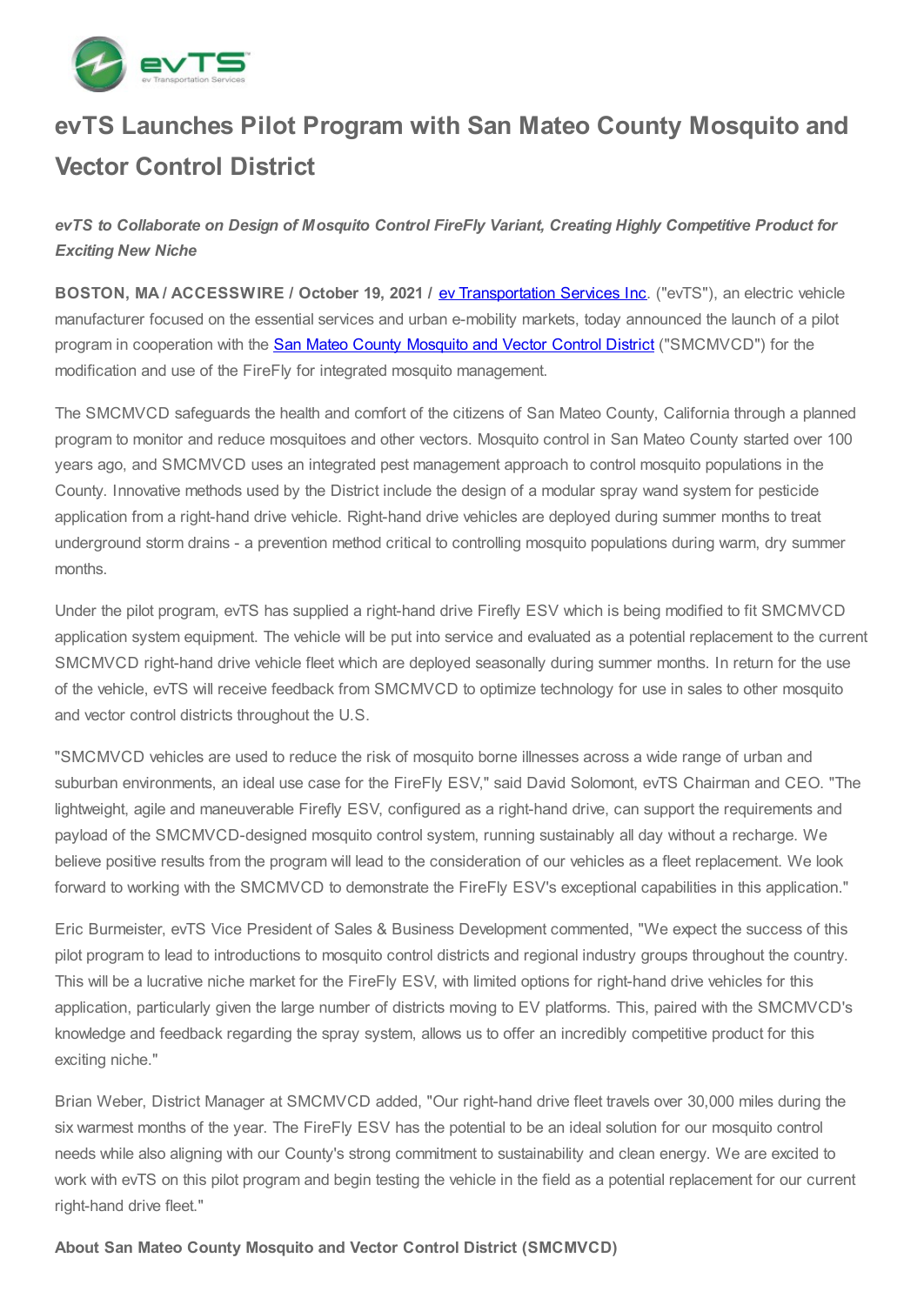# evTS Launches Pilot Program with San Mateo County Mosquito and Vector Control District

***evTS to Collaborate on Design of Mosquito Control FireFly Variant, Creating Highly Competitive Product for Exciting New Niche***

**BOSTON, MA / ACCESSWIRE / October 19, 2021 /** ev Transportation Services Inc. ("evTS"), an electric vehicle manufacturer focused on the essential services and urban e-mobility markets, today announced the launch of a pilot program in cooperation with the San Mateo County Mosquito and Vector Control District ("SMCMVCD") for the modification and use of the FireFly for integrated mosquito management.

The SMCMVCD safeguards the health and comfort of the citizens of San Mateo County, California through a planned program to monitor and reduce mosquitoes and other vectors. Mosquito control in San Mateo County started over 100 years ago, and SMCMVCD uses an integrated pest management approach to control mosquito populations in the County. Innovative methods used by the District include the design of a modular spray wand system for pesticide application from a right-hand drive vehicle. Right-hand drive vehicles are deployed during summer months to treat underground storm drains - a prevention method critical to controlling mosquito populations during warm, dry summer months.

Under the pilot program, evTS has supplied a right-hand drive Firefly ESV which is being modified to fit SMCMVCD application system equipment. The vehicle will be put into service and evaluated as a potential replacement to the current SMCMVCD right-hand drive vehicle fleet which are deployed seasonally during summer months. In return for the use of the vehicle, evTS will receive feedback from SMCMVCD to optimize technology for use in sales to other mosquito and vector control districts throughout the U.S.

"SMCMVCD vehicles are used to reduce the risk of mosquito borne illnesses across a wide range of urban and suburban environments, an ideal use case for the FireFly ESV," said David Solomont, evTS Chairman and CEO. "The lightweight, agile and maneuverable Firefly ESV, configured as a right-hand drive, can support the requirements and payload of the SMCMVCD-designed mosquito control system, running sustainably all day without a recharge. We believe positive results from the program will lead to the consideration of our vehicles as a fleet replacement. We look forward to working with the SMCMVCD to demonstrate the FireFly ESV's exceptional capabilities in this application."

Eric Burmeister, evTS Vice President of Sales & Business Development commented, "We expect the success of this pilot program to lead to introductions to mosquito control districts and regional industry groups throughout the country. This will be a lucrative niche market for the FireFly ESV, with limited options for right-hand drive vehicles for this application, particularly given the large number of districts moving to EV platforms. This, paired with the SMCMVCD's knowledge and feedback regarding the spray system, allows us to offer an incredibly competitive product for this exciting niche."

Brian Weber, District Manager at SMCMVCD added, "Our right-hand drive fleet travels over 30,000 miles during the six warmest months of the year. The FireFly ESV has the potential to be an ideal solution for our mosquito control needs while also aligning with our County's strong commitment to sustainability and clean energy. We are excited to work with evTS on this pilot program and begin testing the vehicle in the field as a potential replacement for our current right-hand drive fleet."

**About San Mateo County Mosquito and Vector Control District (SMCMVCD)**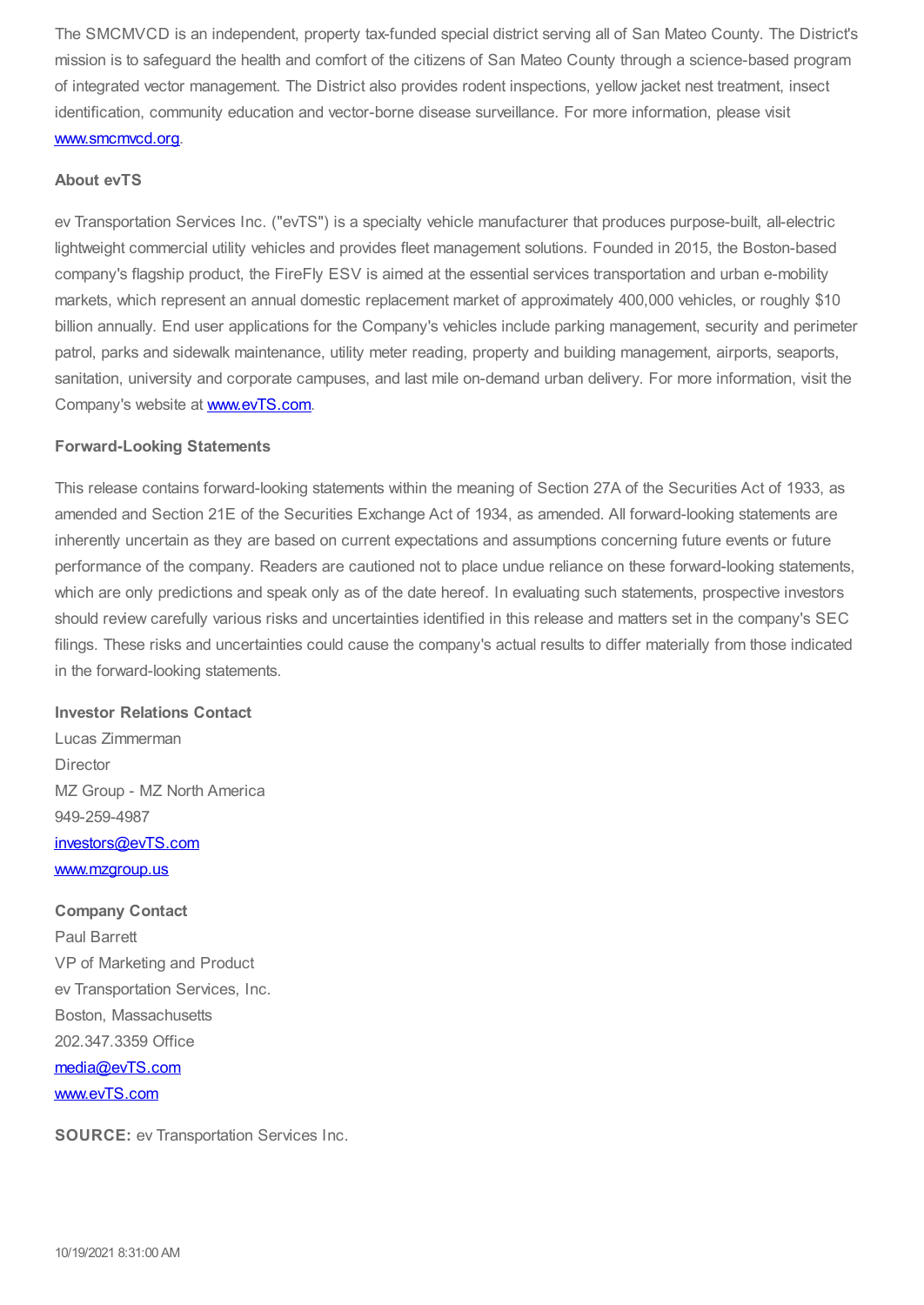The SMCMVCD is an independent, property tax-funded special district serving all of San Mateo County. The District's mission is to safeguard the health and comfort of the citizens of San Mateo County through a science-based program of integrated vector management. The District also provides rodent inspections, yellow jacket nest treatment, insect identification, community education and vector-borne disease surveillance. For more information, please visit www.smcmvcd.org.

**About evTS**

ev Transportation Services Inc. ("evTS") is a specialty vehicle manufacturer that produces purpose-built, all-electric lightweight commercial utility vehicles and provides fleet management solutions. Founded in 2015, the Boston-based company's flagship product, the FireFly ESV is aimed at the essential services transportation and urban e-mobility markets, which represent an annual domestic replacement market of approximately 400,000 vehicles, or roughly $10 billion annually. End user applications for the Company's vehicles include parking management, security and perimeter patrol, parks and sidewalk maintenance, utility meter reading, property and building management, airports, seaports, sanitation, university and corporate campuses, and last mile on-demand urban delivery. For more information, visit the Company's website at www.evTS.com.

**Forward-Looking Statements**

This release contains forward-looking statements within the meaning of Section 27A of the Securities Act of 1933, as amended and Section 21E of the Securities Exchange Act of 1934, as amended. All forward-looking statements are inherently uncertain as they are based on current expectations and assumptions concerning future events or future performance of the company. Readers are cautioned not to place undue reliance on these forward-looking statements, which are only predictions and speak only as of the date hereof. In evaluating such statements, prospective investors should review carefully various risks and uncertainties identified in this release and matters set in the company's SEC filings. These risks and uncertainties could cause the company's actual results to differ materially from those indicated in the forward-looking statements.

**Investor Relations Contact**
Lucas Zimmerman
Director
MZ Group - MZ North America
949-259-4987
investors@evTS.com
www.mzgroup.us

**Company Contact**
Paul Barrett
VP of Marketing and Product
ev Transportation Services, Inc.
Boston, Massachusetts
202.347.3359 Office
media@evTS.com
www.evTS.com

**SOURCE:** ev Transportation Services Inc.

10/19/2021 8:31:00 AM